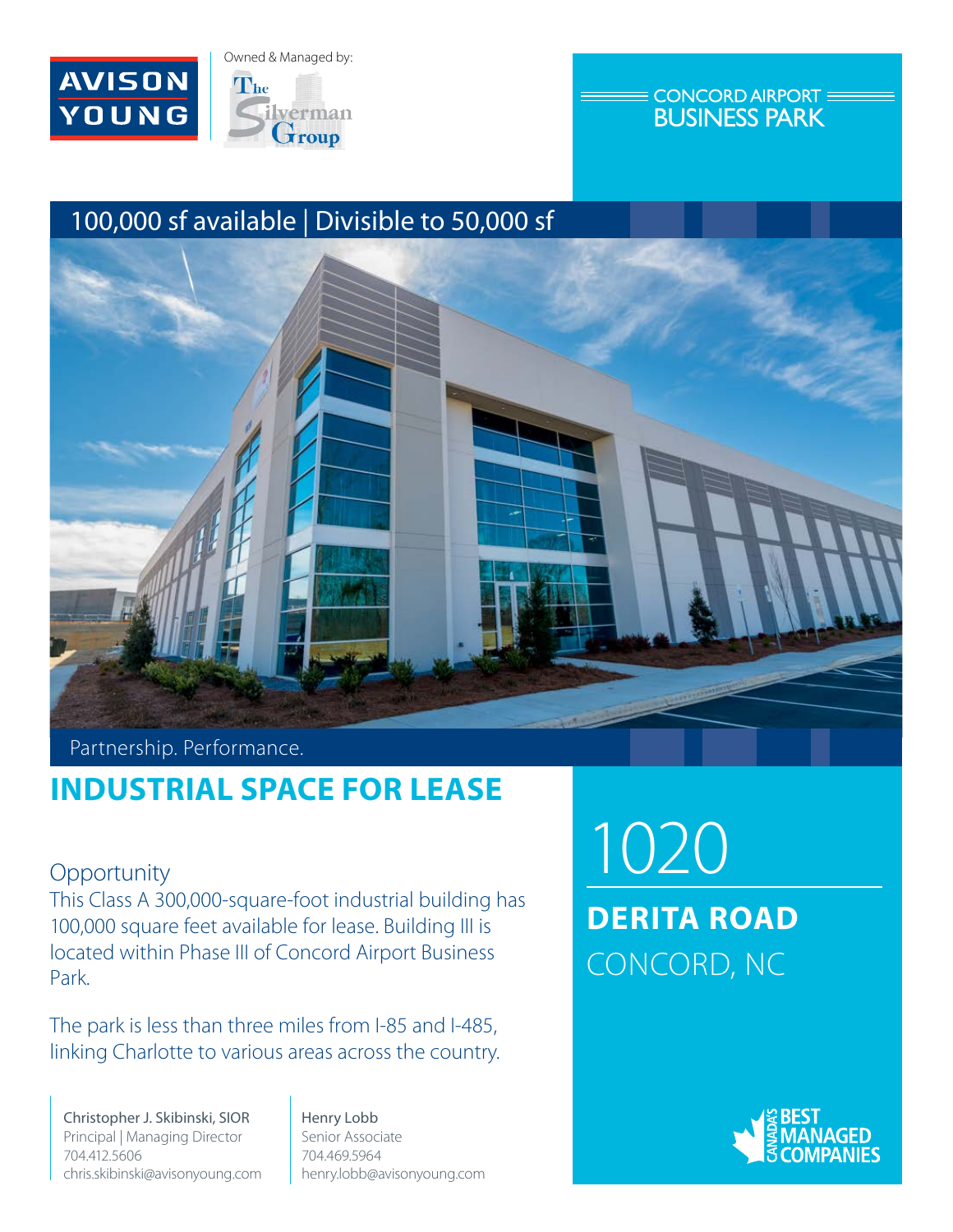AVISON YOUNG

Owned & Managed by: The Silverman Group

CONCORD AIRPORT BUSINESS PARK

100,000 sf available | Divisible to 50,000 sf

Partnership. Performance.

# INDUSTRIAL SPACE FOR LEASE

## Opportunity

This Class A 300,000-square-foot industrial building has 100,000 square feet available for lease. Building III is located within Phase III of Concord Airport Business Park.

The park is less than three miles from I-85 and I-485, linking Charlotte to various areas across the country.

# 1020

## DERITA ROAD

CONCORD, NC

Christopher J. Skibinski, SIOR
Principal | Managing Director
704.412.5606
chris.skibinski@avisonyoung.com

Henry Lobb
Senior Associate
704.469.5964
henry.lobb@avisonyoung.com

CANADA'S BEST MANAGED COMPANIES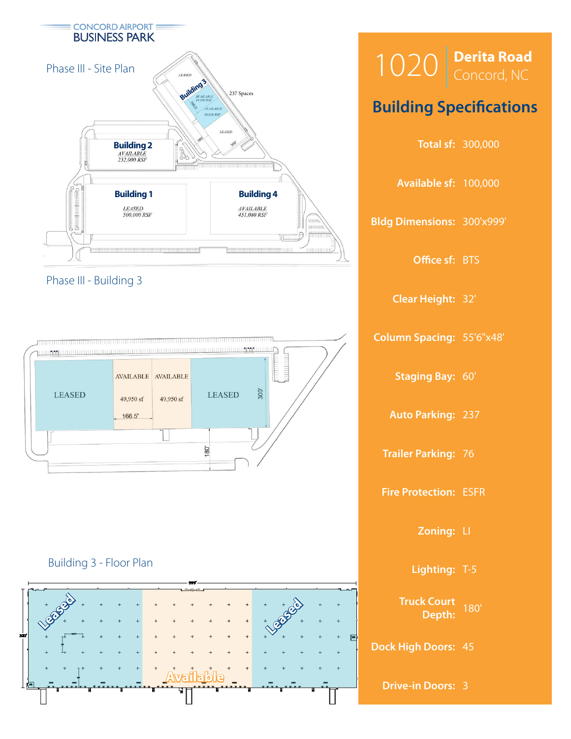CONCORD AIRPORT
BUSINESS PARK

## Phase III - Site Plan

Building 3
LEASED
AVAILABLE 49,950 RSF
AVAILABLE 49,950 RSF
LEASED
237 Spaces

Building 2
AVAILABLE
252,000 RSF

Building 1
LEASED
500,000 RSF

Building 4
AVAILABLE
451,080 RSF

## Phase III - Building 3

LEASED | AVAILABLE 49,950 sf | AVAILABLE 49,950 sf | LEASED

166.5'
300'
180'

## Building 3 - Floor Plan

999'
300'
Leased
Available
Leased

# 1020 Derita Road
Concord, NC

## Building Specifications

| | |
|---|---|
| **Total sf:** | 300,000 |
| **Available sf:** | 100,000 |
| **Bldg Dimensions:** | 300'x999' |
| **Office sf:** | BTS |
| **Clear Height:** | 32' |
| **Column Spacing:** | 55'6"x48' |
| **Staging Bay:** | 60' |
| **Auto Parking:** | 237 |
| **Trailer Parking:** | 76 |
| **Fire Protection:** | ESFR |
| **Zoning:** | LI |
| **Lighting:** | T-5 |
| **Truck Court Depth:** | 180' |
| **Dock High Doors:** | 45 |
| **Drive-in Doors:** | 3 |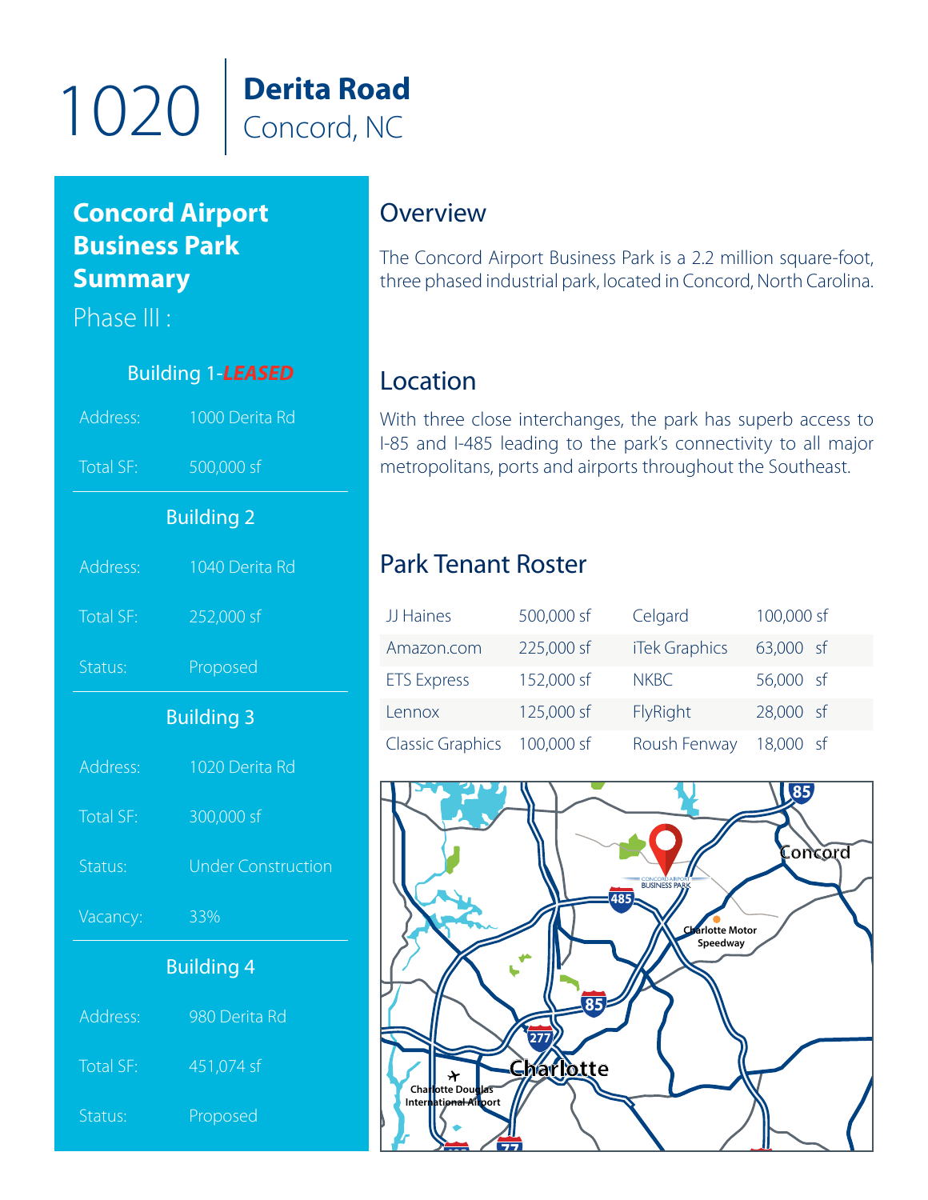# 1020 Derita Road
Concord, NC

## Concord Airport Business Park Summary

Phase III :

### Building 1-*LEASED*

| | |
|---|---|
| Address: | 1000 Derita Rd |
| Total SF: | 500,000 sf |

### Building 2

| | |
|---|---|
| Address: | 1040 Derita Rd |
| Total SF: | 252,000 sf |
| Status: | Proposed |

### Building 3

| | |
|---|---|
| Address: | 1020 Derita Rd |
| Total SF: | 300,000 sf |
| Status: | Under Construction |
| Vacancy: | 33% |

### Building 4

| | |
|---|---|
| Address: | 980 Derita Rd |
| Total SF: | 451,074 sf |
| Status: | Proposed |

## Overview

The Concord Airport Business Park is a 2.2 million square-foot, three phased industrial park, located in Concord, North Carolina.

## Location

With three close interchanges, the park has superb access to I-85 and I-485 leading to the park's connectivity to all major metropolitans, ports and airports throughout the Southeast.

## Park Tenant Roster

| | | | |
|---|---|---|---|
| JJ Haines | 500,000 sf | Celgard | 100,000 sf |
| Amazon.com | 225,000 sf | iTek Graphics | 63,000 sf |
| ETS Express | 152,000 sf | NKBC | 56,000 sf |
| Lennox | 125,000 sf | FlyRight | 28,000 sf |
| Classic Graphics | 100,000 sf | Roush Fenway | 18,000 sf |

85 Concord 485 Concord Airport Business Park Charlotte Motor Speedway 85 277 Charlotte Charlotte Douglas International Airport 77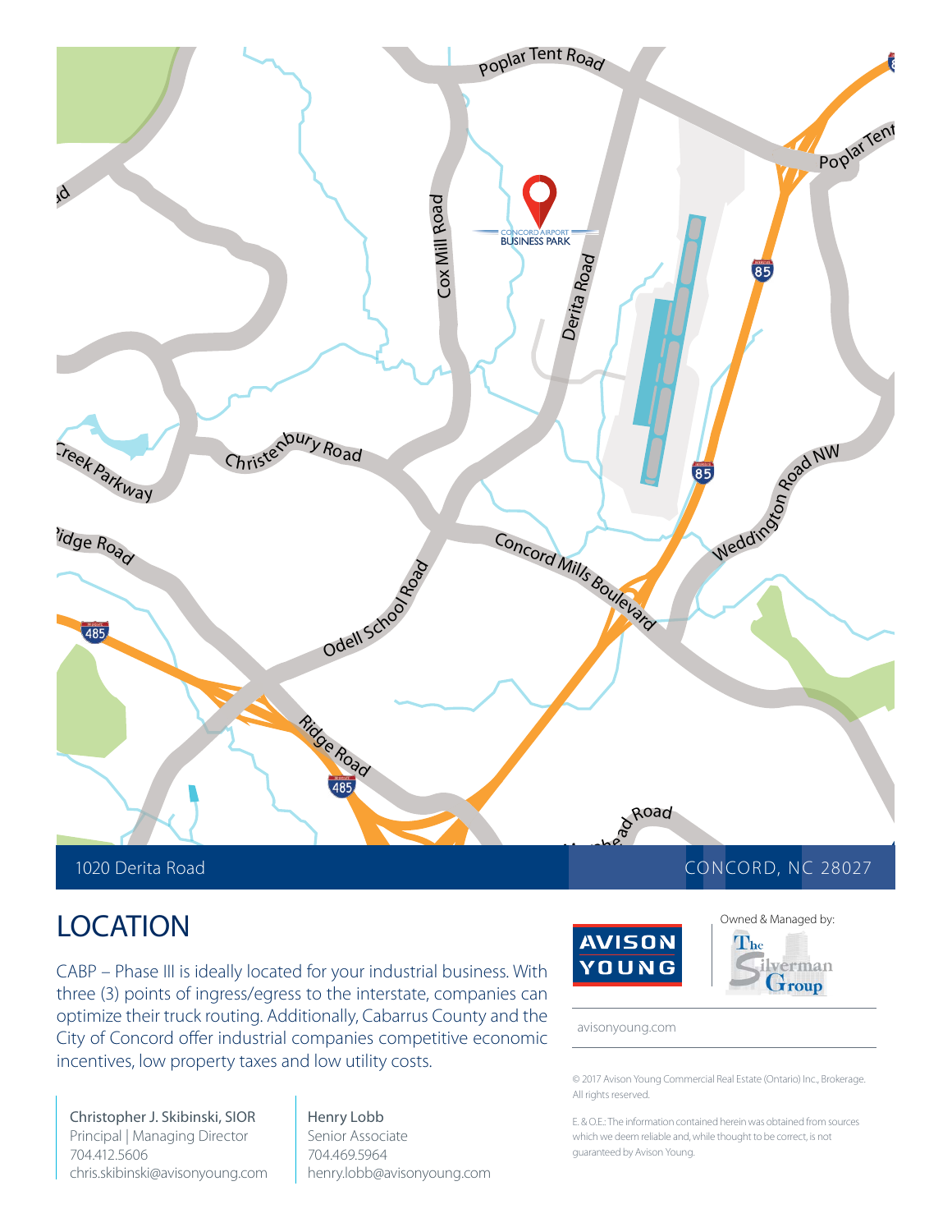Poplar Tent Road

Poplar Tent

Cox Mill Road

CONCORD AIRPORT BUSINESS PARK

Derita Road

85

85

Christenbury Road

Creek Parkway

Ridge Road

Concord Mills Boulevard

Weddington Road NW

Odell School Road

485

Ridge Road

485

Morehead Road

1020 Derita Road

CONCORD, NC 28027

# LOCATION

CABP – Phase III is ideally located for your industrial business. With three (3) points of ingress/egress to the interstate, companies can optimize their truck routing. Additionally, Cabarrus County and the City of Concord offer industrial companies competitive economic incentives, low property taxes and low utility costs.

Christopher J. Skibinski, SIOR
Principal | Managing Director
704.412.5606
chris.skibinski@avisonyoung.com

Henry Lobb
Senior Associate
704.469.5964
henry.lobb@avisonyoung.com

AVISON YOUNG

Owned & Managed by:

The Silverman Group

avisonyoung.com

© 2017 Avison Young Commercial Real Estate (Ontario) Inc., Brokerage. All rights reserved.

E. & O.E.: The information contained herein was obtained from sources which we deem reliable and, while thought to be correct, is not guaranteed by Avison Young.